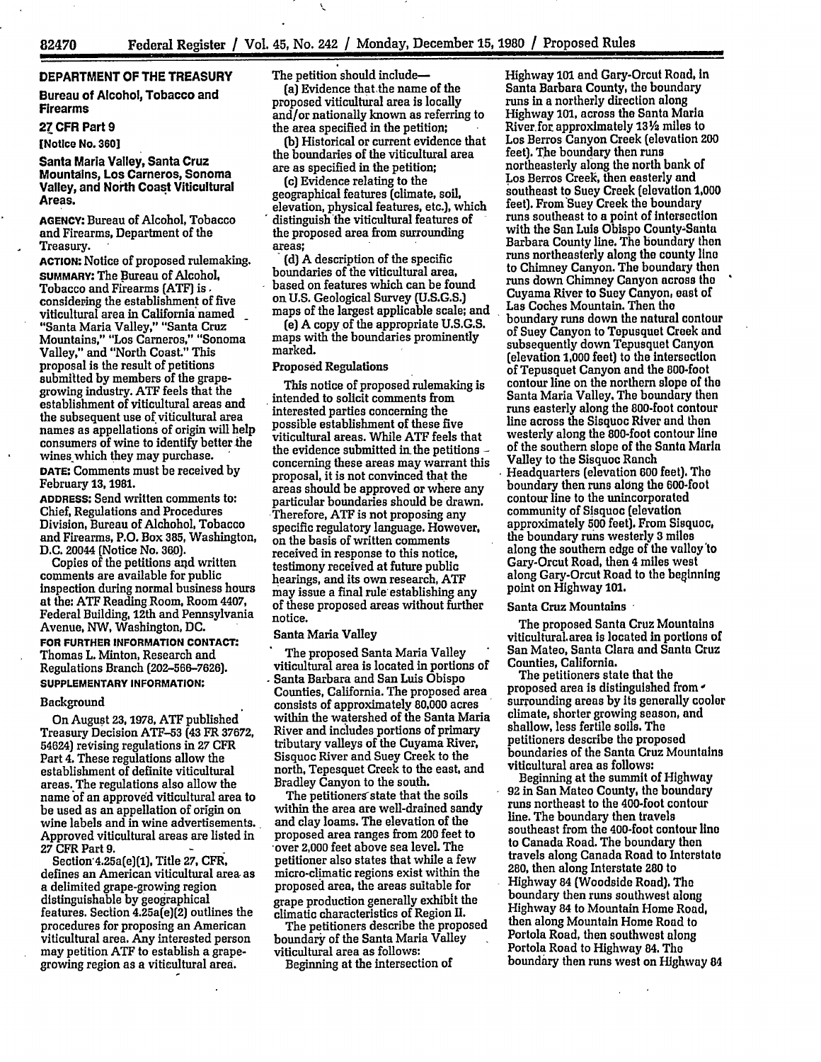## DEPARTMENT OF THE TREASURY

### Bureau of Alcohol, Tobacco and Firearms

### 27 CFR Part 9

**[Notice No. 360]**

### Santa Maria Valley, Santa Cruz Mountains, Los Carneros, Sonoma Valley, and North Coast Viticultural Areas.

**AGENCY:** Bureau of Alcohol, Tobacco and Firearms, Department of the Treasury.

**ACTION:** Notice of proposed rulemaking.

**SUMMARY:** The Bureau of Alcohol, Tobacco and Firearms (ATF) is considering the establishment of five viticultural area in California named "Santa Maria Valley," "Santa Cruz Mountains," "Los Carneros," "Sonoma Valley," and "North Coast." This proposal is the result of petitions submitted by members of the grape-growing industry. ATF feels that the establishment of viticultural areas and the subsequent use of viticultural area names as appellations of origin will help consumers of wine to identify better the wines which they may purchase.

**DATE:** Comments must be received by February 13, 1981.

**ADDRESS:** Send written comments to: Chief, Regulations and Procedures Division, Bureau of Alchohol, Tobacco and Firearms, P.O. Box 385, Washington, D.C. 20044 (Notice No. 360).

Copies of the petitions and written comments are available for public inspection during normal business hours at the: ATF Reading Room, Room 4407, Federal Building, 12th and Pennsylvania Avenue, NW, Washington, DC.

**FOR FURTHER INFORMATION CONTACT:** Thomas L. Minton, Research and Regulations Branch (202-566-7626).

**SUPPLEMENTARY INFORMATION:**

#### Background

On August 23, 1978, ATF published Treasury Decision ATF-53 (43 FR 37672, 54624) revising regulations in 27 CFR Part 4. These regulations allow the establishment of definite viticultural areas. The regulations also allow the name of an approved viticultural area to be used as an appellation of origin on wine labels and in wine advertisements. Approved viticultural areas are listed in 27 CFR Part 9.

Section 4.25a(e)(1), Title 27, CFR, defines an American viticultural area as a delimited grape-growing region distinguishable by geographical features. Section 4.25a(e)(2) outlines the procedures for proposing an American viticultural area. Any interested person may petition ATF to establish a grape-growing region as a viticultural area.

The petition should include—

(a) Evidence that the name of the proposed viticultural area is locally and/or nationally known as referring to the area specified in the petition;

(b) Historical or current evidence that the boundaries of the viticultural area are as specified in the petition;

(c) Evidence relating to the geographical features (climate, soil, elevation, physical features, etc.), which distinguish the viticultural features of the proposed area from surrounding areas;

(d) A description of the specific boundaries of the viticultural area, based on features which can be found on U.S. Geological Survey (U.S.G.S.) maps of the largest applicable scale; and

(e) A copy of the appropriate U.S.G.S. maps with the boundaries prominently marked.

#### Proposed Regulations

This notice of proposed rulemaking is intended to solicit comments from interested parties concerning the possible establishment of these five viticultural areas. While ATF feels that the evidence submitted in the petitions concerning these areas may warrant this proposal, it is not convinced that the areas should be approved or where any particular boundaries should be drawn. Therefore, ATF is not proposing any specific regulatory language. However, on the basis of written comments received in response to this notice, testimony received at future public hearings, and its own research, ATF may issue a final rule establishing any of these proposed areas without further notice.

#### Santa Maria Valley

The proposed Santa Maria Valley viticultural area is located in portions of Santa Barbara and San Luis Obispo Counties, California. The proposed area consists of approximately 80,000 acres within the watershed of the Santa Maria River and includes portions of primary tributary valleys of the Cuyama River, Sisquoc River and Suey Creek to the north, Tepesquet Creek to the east, and Bradley Canyon to the south.

The petitioners state that the soils within the area are well-drained sandy and clay loams. The elevation of the proposed area ranges from 200 feet to over 2,000 feet above sea level. The petitioner also states that while a few micro-climatic regions exist within the proposed area, the areas suitable for grape production generally exhibit the climatic characteristics of Region II.

The petitioners describe the proposed boundary of the Santa Maria Valley viticultural area as follows:

Beginning at the intersection of Highway 101 and Gary-Orcut Road, in Santa Barbara County, the boundary runs in a northerly direction along Highway 101, across the Santa Maria River for approximately 13½ miles to Los Berros Canyon Creek (elevation 200 feet). The boundary then runs northeasterly along the north bank of Los Berros Creek, then easterly and southeast to Suey Creek (elevation 1,000 feet). From Suey Creek the boundary runs southeast to a point of intersection with the San Luis Obispo County-Santa Barbara County line. The boundary then runs northeasterly along the county line to Chimney Canyon. The boundary then runs down Chimney Canyon across the Cuyama River to Suey Canyon, east of Las Coches Mountain. Then the boundary runs down the natural contour of Suey Canyon to Tepusquet Creek and subsequently down Tepusquet Canyon (elevation 1,000 feet) to the intersection of Tepusquet Canyon and the 800-foot contour line on the northern slope of the Santa Maria Valley. The boundary then runs easterly along the 800-foot contour line across the Sisquoc River and then westerly along the 800-foot contour line of the southern slope of the Santa Maria Valley to the Sisquoc Ranch Headquarters (elevation 600 feet). The boundary then runs along the 600-foot contour line to the unincorporated community of Sisquoc (elevation approximately 500 feet). From Sisquoc, the boundary runs westerly 3 miles along the southern edge of the valley to Gary-Orcut Road, then 4 miles west along Gary-Orcut Road to the beginning point on Highway 101.

#### Santa Cruz Mountains

The proposed Santa Cruz Mountains viticultural area is located in portions of San Mateo, Santa Clara and Santa Cruz Counties, California.

The petitioners state that the proposed area is distinguished from surrounding areas by its generally cooler climate, shorter growing season, and shallow, less fertile soils. The petitioners describe the proposed boundaries of the Santa Cruz Mountains viticultural area as follows:

Beginning at the summit of Highway 92 in San Mateo County, the boundary runs northeast to the 400-foot contour line. The boundary then travels southeast from the 400-foot contour line to Canada Road. The boundary then travels along Canada Road to Interstate 280, then along Interstate 280 to Highway 84 (Woodside Road). The boundary then runs southwest along Highway 84 to Mountain Home Road, then along Mountain Home Road to Portola Road, then southwest along Portola Road to Highway 84. The boundary then runs west on Highway 84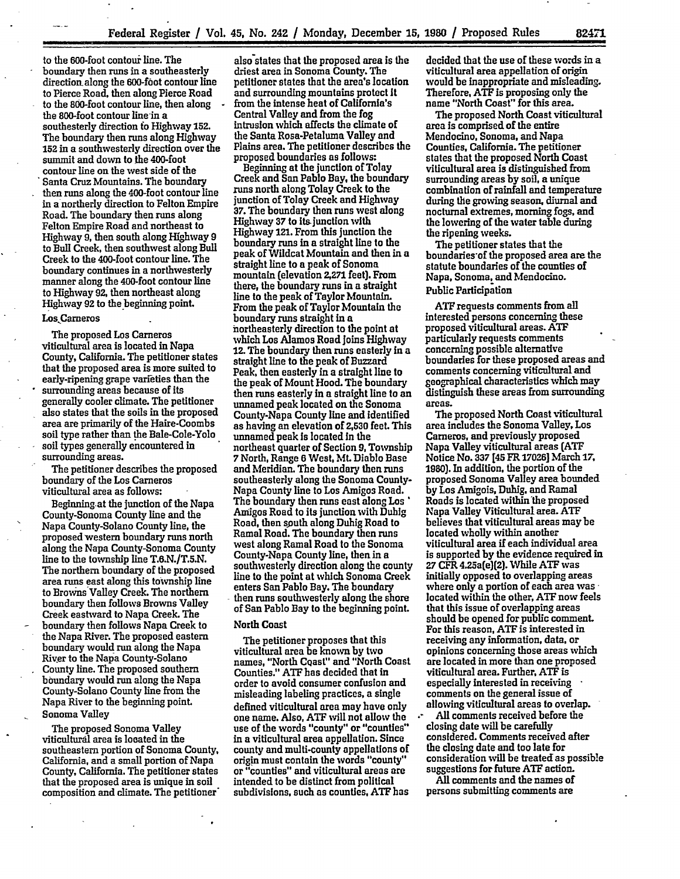to the 600-foot contour line. The boundary then runs in a southeasterly direction along the 600-foot contour line to Pierce Road, then along Pierce Road to the 800-foot contour line, then along the 800-foot contour line in a southesterly direction to Highway 152. The boundary then runs along Highway 152 in a southwesterly direction over the summit and down to the 400-foot contour line on the west side of the Santa Cruz Mountains. The boundary then runs along the 400-foot contour line in a northerly direction to Felton Empire Road. The boundary then runs along Felton Empire Road and northeast to Highway 9, then south along Highway 9 to Bull Creek, then southwest along Bull Creek to the 400-foot contour line. The boundary continues in a northwesterly manner along the 400-foot contour line to Highway 92, then northeast along Highway 92 to the beginning point.

### Los Carneros

The proposed Los Carneros viticultural area is located in Napa County, California. The petitioner states that the proposed area is more suited to early-ripening grape varieties than the surrounding areas because of its generally cooler climate. The petitioner also states that the soils in the proposed area are primarily of the Haire-Coombs soil type rather than the Bale-Cole-Yolo soil types generally encountered in surrounding areas.

The petitioner describes the proposed boundary of the Los Carneros viticultural area as follows:

Beginning at the junction of the Napa County-Sonoma County line and the Napa County-Solano County line, the proposed western boundary runs north along the Napa County-Sonoma County line to the township line T.6.N./T.5.N. The northern boundary of the proposed area runs east along this township line to Browns Valley Creek. The northern boundary then follows Browns Valley Creek eastward to Napa Creek. The boundary then follows Napa Creek to the Napa River. The proposed eastern boundary would run along the Napa River to the Napa County-Solano County line. The proposed southern boundary would run along the Napa County-Solano County line from the Napa River to the beginning point.

### Sonoma Valley

The proposed Sonoma Valley viticultural area is located in the southeastern portion of Sonoma County, California, and a small portion of Napa County, California. The petitioner states that the proposed area is unique in soil composition and climate. The petitioner also states that the proposed area is the driest area in Sonoma County. The petitioner states that the area's location and surrounding mountains protect it from the intense heat of California's Central Valley and from the fog intrusion which affects the climate of the Santa Rosa-Petaluma Valley and Plains area. The petitioner describes the proposed boundaries as follows:

Beginning at the junction of Tolay Creek and San Pablo Bay, the boundary runs north along Tolay Creek to the junction of Tolay Creek and Highway 37. The boundary then runs west along Highway 37 to its junction with Highway 121. From this junction the boundary runs in a straight line to the peak of Wildcat Mountain and then in a straight line to a peak of Sonoma mountain (elevation 2,271 feet). From there, the boundary runs in a straight line to the peak of Taylor Mountain. From the peak of Taylor Mountain the boundary runs straight in a northeasterly direction to the point at which Los Alamos Road joins Highway 12. The boundary then runs easterly in a straight line to the peak of Buzzard Peak, then easterly in a straight line to the peak of Mount Hood. The boundary then runs easterly in a straight line to an unnamed peak located on the Sonoma County-Napa County line and identified as having an elevation of 2,530 feet. This unnamed peak is located in the northeast quarter of Section 9, Township 7 North, Range 6 West, Mt. Diablo Base and Meridian. The boundary then runs southeasterly along the Sonoma County-Napa County line to Los Amigos Road. The boundary then runs east along Los Amigos Road to its junction with Duhig Road, then south along Duhig Road to Ramal Road. The boundary then runs west along Ramal Road to the Sonoma County-Napa County line, then in a southwesterly direction along the county line to the point at which Sonoma Creek enters San Pablo Bay. The boundary then runs southwesterly along the shore of San Pablo Bay to the beginning point.

### North Coast

The petitioner proposes that this viticultural area be known by two names, "North Coast" and "North Coast Counties." ATF has decided that in order to avoid consumer confusion and misleading labeling practices, a single defined viticultural area may have only one name. Also, ATF will not allow the use of the words "county" or "counties" in a viticultural area appellation. Since county and multi-county appellations of origin must contain the words "county" or "counties" and viticultural areas are intended to be distinct from political subdivisions, such as counties, ATF has decided that the use of these words in a viticultural area appellation of origin would be inappropriate and misleading. Therefore, ATF is proposing only the name "North Coast" for this area.

The proposed North Coast viticultural area is comprised of the entire Mendocino, Sonoma, and Napa Counties, California. The petitioner states that the proposed North Coast viticultural area is distinguished from surrounding areas by soil, a unique combination of rainfall and temperature during the growing season, diurnal and nocturnal extremes, morning fogs, and the lowering of the water table during the ripening weeks.

The petitioner states that the boundaries of the proposed area are the statute boundaries of the counties of Napa, Sonoma, and Mendocino.

### Public Participation

ATF requests comments from all interested persons concerning these proposed viticultural areas. ATF particularly requests comments concerning possible alternative boundaries for these proposed areas and comments concerning viticultural and geographical characteristics which may distinguish these areas from surrounding areas.

The proposed North Coast viticultural area includes the Sonoma Valley, Los Carneros, and previously proposed Napa Valley viticultural areas (ATF Notice No. 337 [45 FR 17026] March 17, 1980). In addition, the portion of the proposed Sonoma Valley area bounded by Los Amigois, Duhig, and Ramal Roads is located within the proposed Napa Valley Viticultural area. ATF believes that viticultural areas may be located wholly within another viticultural area if each individual area is supported by the evidence required in 27 CFR 4.25a(e)(2). While ATF was initially opposed to overlapping areas where only a portion of each area was located within the other, ATF now feels that this issue of overlapping areas should be opened for public comment. For this reason, ATF is interested in receiving any information, data, or opinions concerning those areas which are located in more than one proposed viticultural area. Further, ATF is especially interested in receiving comments on the general issue of allowing viticultural areas to overlap.

All comments received before the closing date will be carefully considered. Comments received after the closing date and too late for consideration will be treated as possible suggestions for future ATF action.

All comments and the names of persons submitting comments are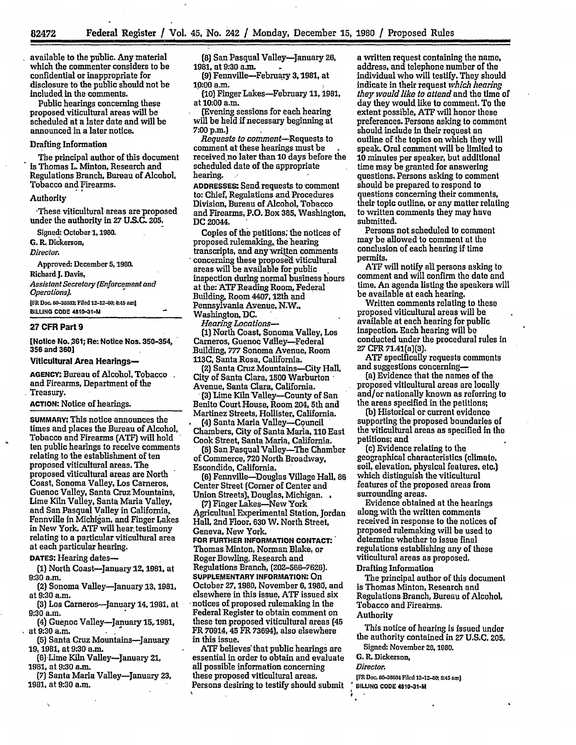available to the public. Any material which the commenter considers to be confidential or inappropriate for disclosure to the public should not be included in the comments.

Public hearings concerning these proposed viticultural areas will be scheduled at a later date and will be announced in a later notice.

### Drafting Information

The principal author of this document is Thomas L. Minton, Research and Regulations Branch, Bureau of Alcohol, Tobacco and Firearms.

### Authority

These viticultural areas are proposed under the authority in 27 U.S.C. 205.

Signed: October 1, 1980.

G. R. Dickerson,

*Director.*

Approved: December 5, 1980.

Richard J. Davis,

*Assistant Secretary (Enforcement and Operations).*

[FR Doc. 80-38683; Filed 12-12-80; 8:45 am]

BILLING CODE 4810-31-M

## 27 CFR Part 9

**[Notice No. 361; Re: Notice Nos. 350-354, 356 and 360]**

### Viticultural Area Hearings—

**AGENCY:** Bureau of Alcohol, Tobacco and Firearms, Department of the Treasury.

**ACTION:** Notice of hearings.

**SUMMARY:** This notice announces the times and places the Bureau of Alcohol, Tobacco and Firearms (ATF) will hold ten public hearings to receive comments relating to the establishment of ten proposed viticultural areas. The proposed viticultural areas are North Coast, Sonoma Valley, Los Carneros, Guenoc Valley, Santa Cruz Mountains, Lime Kiln Valley, Santa Maria Valley, and San Pasqual Valley in California, Fennville in Michigan, and Finger Lakes in New York. ATF will hear testimony relating to a particular viticultural area at each particular hearing.

**DATES:** Hearing dates—

(1) North Coast—January 12, 1981, at 9:30 a.m.

(2) Sonoma Valley—January 13, 1981, at 9:30 a.m.

(3) Los Carneros—January 14, 1981, at 9:30 a.m.

(4) Guenoc Valley—January 15, 1981, at 9:30 a.m.

(5) Santa Cruz Mountains—January 19, 1981, at 9:30 a.m.

(6) Lime Kiln Valley—January 21, 1981, at 9:30 a.m.

(7) Santa Maria Valley—January 23, 1981, at 9:30 a.m.

(8) San Pasqual Valley—January 26, 1981, at 9:30 a.m.

(9) Fennville—February 3, 1981, at 10:00 a.m.

(10) Finger Lakes—February 11, 1981, at 10:00 a.m.

(Evening sessions for each hearing will be held if necessary beginning at 7:00 p.m.)

*Requests to comment*—Requests to comment at these hearings must be received no later than 10 days before the scheduled date of the appropriate hearing.

**ADDRESSES:** Send requests to comment to: Chief, Regulations and Procedures Division, Bureau of Alcohol, Tobacco and Firearms, P.O. Box 385, Washington, DC 20044.

Copies of the petitions, the notices of proposed rulemaking, the hearing transcripts, and any written comments concerning these proposed viticultural areas will be available for public inspection during normal business hours at the: ATF Reading Room, Federal Building, Room 4407, 12th and Pennsylvania Avenue, N.W., Washington, DC.

*Hearing Locations*—

(1) North Coast, Sonoma Valley, Los Carneros, Guenoc Valley—Federal Building, 777 Sonoma Avenue, Room 113C, Santa Rosa, California.

(2) Santa Cruz Mountains—City Hall, City of Santa Clara, 1500 Warburton Avenue, Santa Clara, California.

(3) Lime Kiln Valley—County of San Benito Court House, Room 204, 5th and Martinez Streets, Hollister, California.

(4) Santa Maria Valley—Council Chambers, City of Santa Maria, 110 East Cook Street, Santa Maria, California.

(5) San Pasqual Valley—The Chamber of Commerce, 720 North Broadway, Escondido, California.

(6) Fennville—Douglas Village Hall, 86 Center Street (Corner of Center and Union Streets), Douglas, Michigan.

(7) Finger Lakes—New York Agricultural Experimental Station, Jordan Hall, 2nd Floor, 630 W. North Street, Geneva, New York.

**FOR FURTHER INFORMATION CONTACT:** Thomas Minton, Norman Blake, or Roger Bowling, Research and Regulations Branch, (202-566-7626).

**SUPPLEMENTARY INFORMATION:** On October 27, 1980, November 6, 1980, and elsewhere in this issue, ATF issued six notices of proposed rulemaking in the Federal Register to obtain comment on these ten proposed viticultural areas (45 FR 70914, 45 FR 73694), also elsewhere in this issue.

ATF believes that public hearings are essential in order to obtain and evaluate all possible information concerning these proposed viticultural areas. Persons desiring to testify should submit a written request containing the name, address, and telephone number of the individual who will testify. They should indicate in their request *which hearing they would like to attend* and the time of day they would like to comment. To the extent possible, ATF will honor these preferences. Persons asking to comment should include in their request an outline of the topics on which they will speak. Oral comment will be limited to 10 minutes per speaker, but additional time may be granted for answering questions. Persons asking to comment should be prepared to respond to questions concerning their comments, their topic outline, or any matter relating to written comments they may have submitted.

Persons not scheduled to comment may be allowed to comment at the conclusion of each hearing if time permits.

ATF will notify all persons asking to comment and will confirm the date and time. An agenda listing the speakers will be available at each hearing.

Written comments relating to these proposed viticultural areas will be available at each hearing for public inspection. Each hearing will be conducted under the procedural rules in 27 CFR 71.41(a)(3).

ATF specifically requests comments and suggestions concerning—

(a) Evidence that the names of the proposed viticultural areas are locally and/or nationally known as referring to the areas specified in the petitions;

(b) Historical or current evidence supporting the proposed boundaries of the viticultural areas as specified in the petitions; and

(c) Evidence relating to the geographical characteristics (climate, soil, elevation, physical features, etc.) which distinguish the viticultural features of the proposed areas from surrounding areas.

Evidence obtained at the hearings along with the written comments received in response to the notices of proposed rulemaking will be used to determine whether to issue final regulations establishing any of these viticultural areas as proposed.

### Drafting Information

The principal author of this document is Thomas Minton, Research and Regulations Branch, Bureau of Alcohol, Tobacco and Firearms.

### Authority

This notice of hearing is issued under the authority contained in 27 U.S.C. 205.

Signed: November 26, 1980.

G. R. Dickerson,

*Director.*

[FR Doc. 80-38684 Filed 12-12-80; 8:45 am]

BILLING CODE 4810-31-M